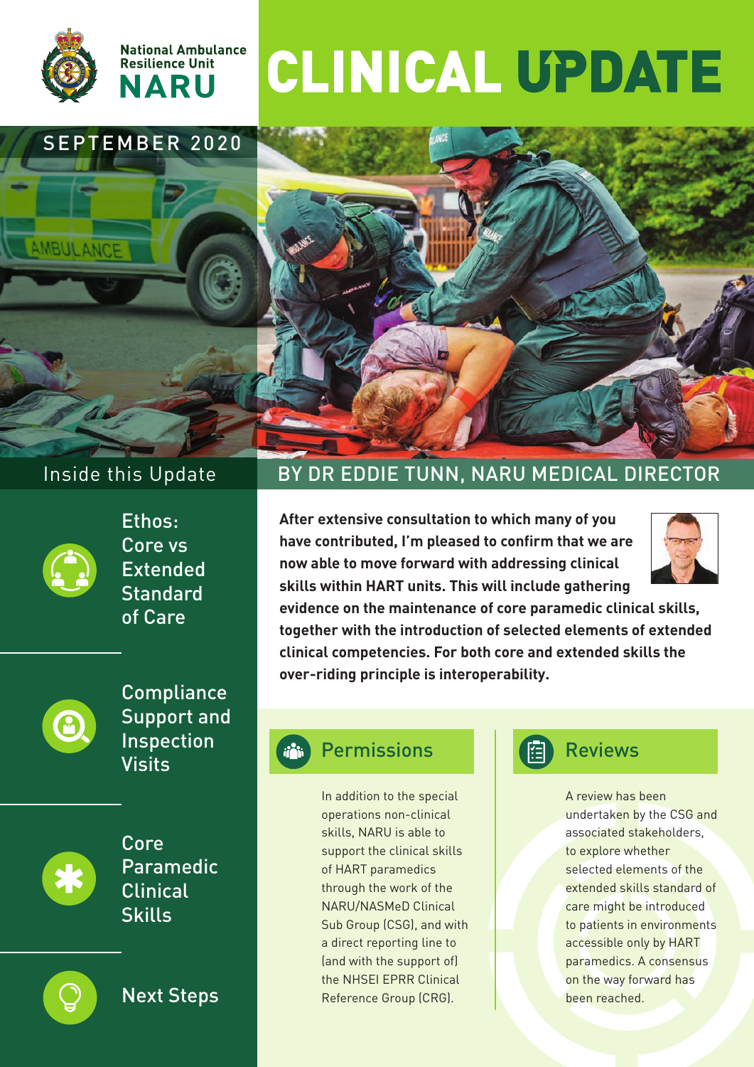National Ambulance Resilience Unit
NARU

# CLINICAL UPDATE

SEPTEMBER 2020

## Inside this Update

- Ethos: Core vs Extended Standard of Care
- Compliance Support and Inspection Visits
- Core Paramedic Clinical Skills
- Next Steps

## BY DR EDDIE TUNN, NARU MEDICAL DIRECTOR

**After extensive consultation to which many of you have contributed, I'm pleased to confirm that we are now able to move forward with addressing clinical skills within HART units. This will include gathering evidence on the maintenance of core paramedic clinical skills, together with the introduction of selected elements of extended clinical competencies. For both core and extended skills the over-riding principle is interoperability.**

### Permissions

In addition to the special operations non-clinical skills, NARU is able to support the clinical skills of HART paramedics through the work of the NARU/NASMeD Clinical Sub Group (CSG), and with a direct reporting line to (and with the support of) the NHSEI EPRR Clinical Reference Group (CRG).

### Reviews

A review has been undertaken by the CSG and associated stakeholders, to explore whether selected elements of the extended skills standard of care might be introduced to patients in environments accessible only by HART paramedics. A consensus on the way forward has been reached.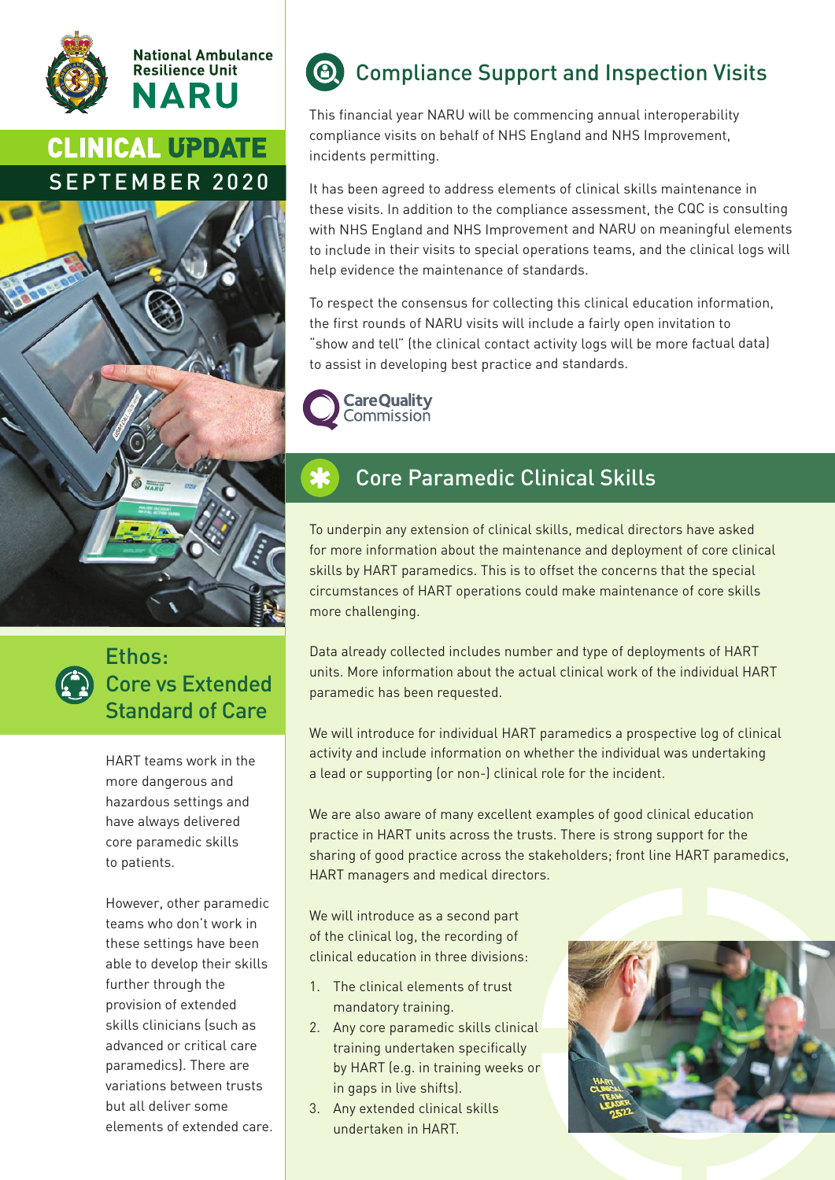National Ambulance Resilience Unit

**NARU**

# CLINICAL UPDATE

## SEPTEMBER 2020

## Ethos: Core vs Extended Standard of Care

HART teams work in the more dangerous and hazardous settings and have always delivered core paramedic skills to patients.

However, other paramedic teams who don't work in these settings have been able to develop their skills further through the provision of extended skills clinicians (such as advanced or critical care paramedics). There are variations between trusts but all deliver some elements of extended care.

## Compliance Support and Inspection Visits

This financial year NARU will be commencing annual interoperability compliance visits on behalf of NHS England and NHS Improvement, incidents permitting.

It has been agreed to address elements of clinical skills maintenance in these visits. In addition to the compliance assessment, the CQC is consulting with NHS England and NHS Improvement and NARU on meaningful elements to include in their visits to special operations teams, and the clinical logs will help evidence the maintenance of standards.

To respect the consensus for collecting this clinical education information, the first rounds of NARU visits will include a fairly open invitation to "show and tell" (the clinical contact activity logs will be more factual data) to assist in developing best practice and standards.

CareQuality Commission

## Core Paramedic Clinical Skills

To underpin any extension of clinical skills, medical directors have asked for more information about the maintenance and deployment of core clinical skills by HART paramedics. This is to offset the concerns that the special circumstances of HART operations could make maintenance of core skills more challenging.

Data already collected includes number and type of deployments of HART units. More information about the actual clinical work of the individual HART paramedic has been requested.

We will introduce for individual HART paramedics a prospective log of clinical activity and include information on whether the individual was undertaking a lead or supporting (or non-) clinical role for the incident.

We are also aware of many excellent examples of good clinical education practice in HART units across the trusts. There is strong support for the sharing of good practice across the stakeholders; front line HART paramedics, HART managers and medical directors.

We will introduce as a second part of the clinical log, the recording of clinical education in three divisions:

1. The clinical elements of trust mandatory training.
2. Any core paramedic skills clinical training undertaken specifically by HART (e.g. in training weeks or in gaps in live shifts).
3. Any extended clinical skills undertaken in HART.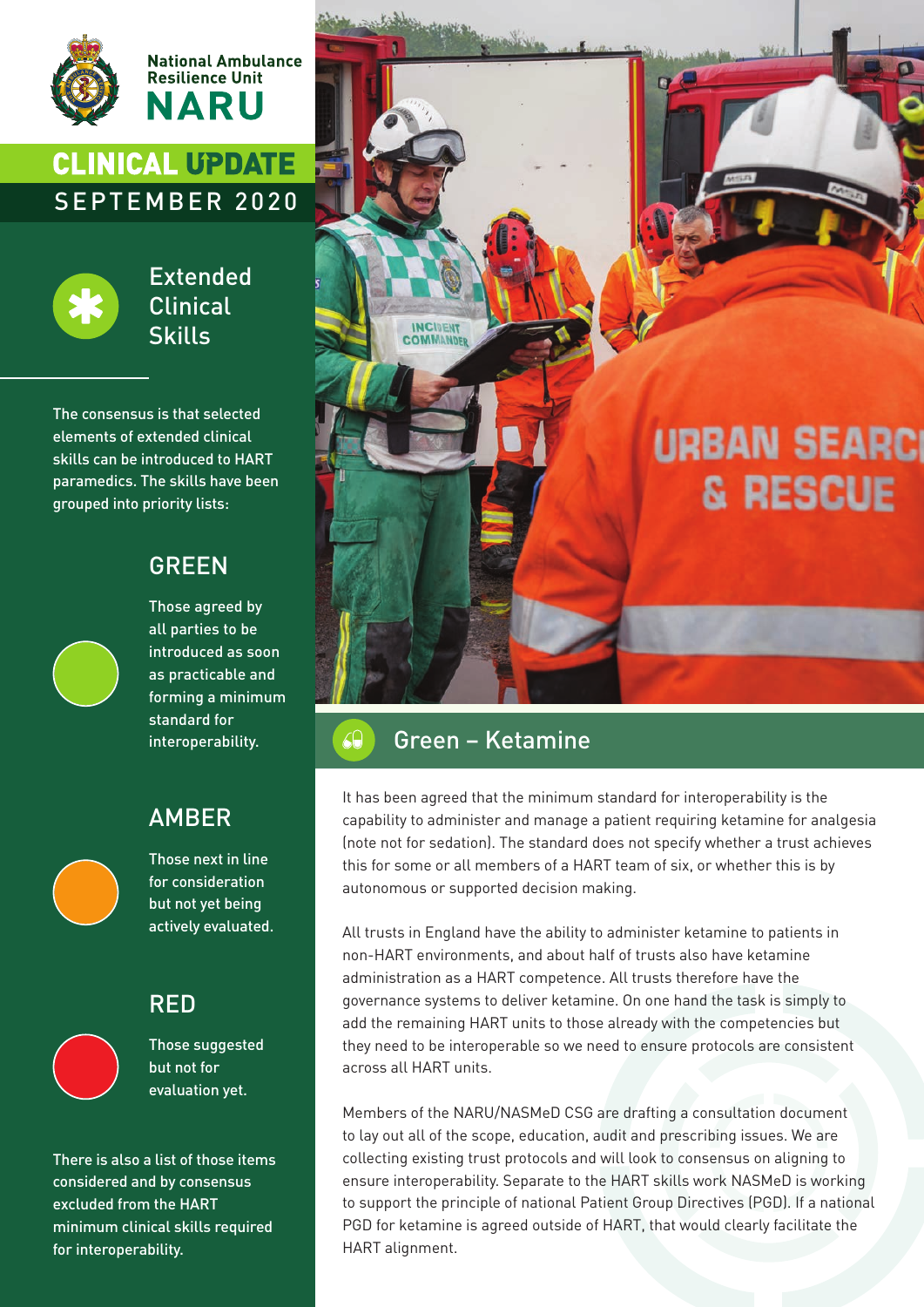National Ambulance Resilience Unit

**NARU**

# CLINICAL UPDATE

SEPTEMBER 2020

## Extended Clinical Skills

The consensus is that selected elements of extended clinical skills can be introduced to HART paramedics. The skills have been grouped into priority lists:

### GREEN

Those agreed by all parties to be introduced as soon as practicable and forming a minimum standard for interoperability.

### AMBER

Those next in line for consideration but not yet being actively evaluated.

### RED

Those suggested but not for evaluation yet.

There is also a list of those items considered and by consensus excluded from the HART minimum clinical skills required for interoperability.

## Green – Ketamine

It has been agreed that the minimum standard for interoperability is the capability to administer and manage a patient requiring ketamine for analgesia (note not for sedation). The standard does not specify whether a trust achieves this for some or all members of a HART team of six, or whether this is by autonomous or supported decision making.

All trusts in England have the ability to administer ketamine to patients in non-HART environments, and about half of trusts also have ketamine administration as a HART competence. All trusts therefore have the governance systems to deliver ketamine. On one hand the task is simply to add the remaining HART units to those already with the competencies but they need to be interoperable so we need to ensure protocols are consistent across all HART units.

Members of the NARU/NASMeD CSG are drafting a consultation document to lay out all of the scope, education, audit and prescribing issues. We are collecting existing trust protocols and will look to consensus on aligning to ensure interoperability. Separate to the HART skills work NASMeD is working to support the principle of national Patient Group Directives (PGD). If a national PGD for ketamine is agreed outside of HART, that would clearly facilitate the HART alignment.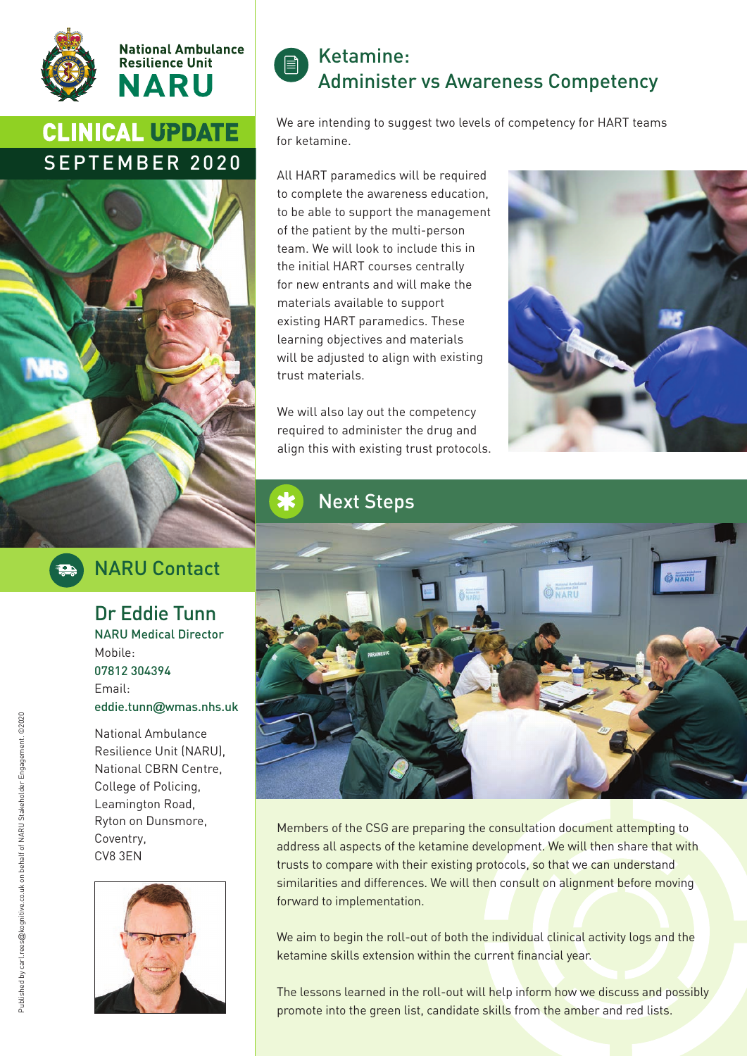National Ambulance Resilience Unit

NARU

# CLINICAL UPDATE

SEPTEMBER 2020

## NARU Contact

### Dr Eddie Tunn

NARU Medical Director

Mobile:
07812 304394

Email:
eddie.tunn@wmas.nhs.uk

National Ambulance Resilience Unit (NARU),
National CBRN Centre,
College of Policing,
Leamington Road,
Ryton on Dunsmore,
Coventry,
CV8 3EN

## Ketamine: Administer vs Awareness Competency

We are intending to suggest two levels of competency for HART teams for ketamine.

All HART paramedics will be required to complete the awareness education, to be able to support the management of the patient by the multi-person team. We will look to include this in the initial HART courses centrally for new entrants and will make the materials available to support existing HART paramedics. These learning objectives and materials will be adjusted to align with existing trust materials.

We will also lay out the competency required to administer the drug and align this with existing trust protocols.

## Next Steps

Members of the CSG are preparing the consultation document attempting to address all aspects of the ketamine development. We will then share that with trusts to compare with their existing protocols, so that we can understand similarities and differences. We will then consult on alignment before moving forward to implementation.

We aim to begin the roll-out of both the individual clinical activity logs and the ketamine skills extension within the current financial year.

The lessons learned in the roll-out will help inform how we discuss and possibly promote into the green list, candidate skills from the amber and red lists.

Published by carl.rees@kognitive.co.uk on behalf of NARU Stakeholder Engagement. ©2020